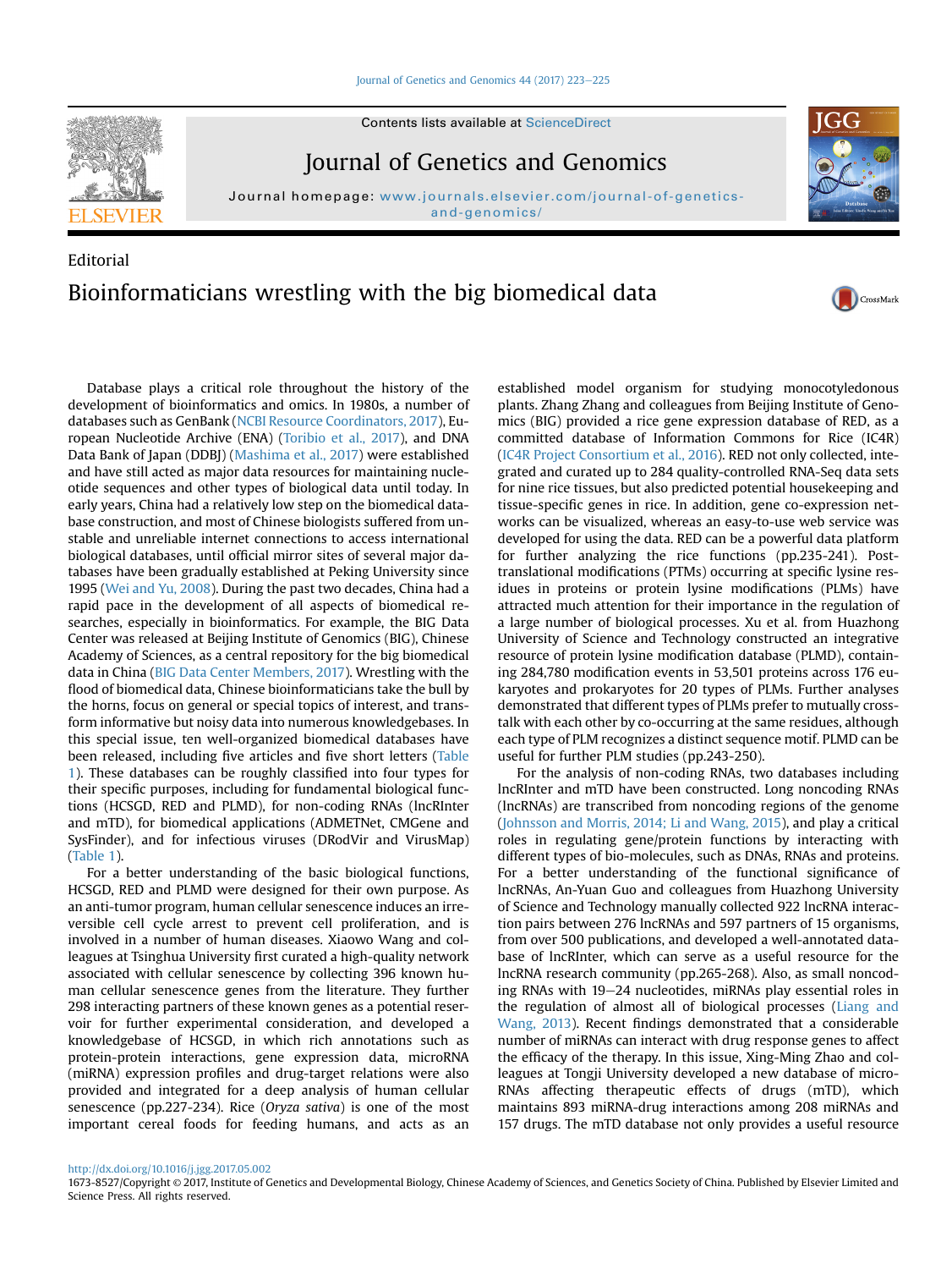Editorial

# Bioinformaticians wrestling with the big biomedical data

Database plays a critical role throughout the history of the development of bioinformatics and omics. In 1980s, a number of databases such as GenBank (NCBI Resource Coordinators, 2017), European Nucleotide Archive (ENA) (Toribio et al., 2017), and DNA Data Bank of Japan (DDBJ) (Mashima et al., 2017) were established and have still acted as major data resources for maintaining nucleotide sequences and other types of biological data until today. In early years, China had a relatively low step on the biomedical database construction, and most of Chinese biologists suffered from unstable and unreliable internet connections to access international biological databases, until official mirror sites of several major databases have been gradually established at Peking University since 1995 (Wei and Yu, 2008). During the past two decades, China had a rapid pace in the development of all aspects of biomedical researches, especially in bioinformatics. For example, the BIG Data Center was released at Beijing Institute of Genomics (BIG), Chinese Academy of Sciences, as a central repository for the big biomedical data in China (BIG Data Center Members, 2017). Wrestling with the flood of biomedical data, Chinese bioinformaticians take the bull by the horns, focus on general or special topics of interest, and transform informative but noisy data into numerous knowledgebases. In this special issue, ten well-organized biomedical databases have been released, including five articles and five short letters (Table 1). These databases can be roughly classified into four types for their specific purposes, including for fundamental biological functions (HCSGD, RED and PLMD), for non-coding RNAs (lncRInter and mTD), for biomedical applications (ADMETNet, CMGene and SysFinder), and for infectious viruses (DRodVir and VirusMap) (Table 1).

For a better understanding of the basic biological functions, HCSGD, RED and PLMD were designed for their own purpose. As an anti-tumor program, human cellular senescence induces an irreversible cell cycle arrest to prevent cell proliferation, and is involved in a number of human diseases. Xiaowo Wang and colleagues at Tsinghua University first curated a high-quality network associated with cellular senescence by collecting 396 known human cellular senescence genes from the literature. They further 298 interacting partners of these known genes as a potential reservoir for further experimental consideration, and developed a knowledgebase of HCSGD, in which rich annotations such as protein-protein interactions, gene expression data, microRNA (miRNA) expression profiles and drug-target relations were also provided and integrated for a deep analysis of human cellular senescence (pp.227-234). Rice (*Oryza sativa*) is one of the most important cereal foods for feeding humans, and acts as an established model organism for studying monocotyledonous plants. Zhang Zhang and colleagues from Beijing Institute of Genomics (BIG) provided a rice gene expression database of RED, as a committed database of Information Commons for Rice (IC4R) (IC4R Project Consortium et al., 2016). RED not only collected, integrated and curated up to 284 quality-controlled RNA-Seq data sets for nine rice tissues, but also predicted potential housekeeping and tissue-specific genes in rice. In addition, gene co-expression networks can be visualized, whereas an easy-to-use web service was developed for using the data. RED can be a powerful data platform for further analyzing the rice functions (pp.235-241). Post-translational modifications (PTMs) occurring at specific lysine residues in proteins or protein lysine modifications (PLMs) have attracted much attention for their importance in the regulation of a large number of biological processes. Xu et al. from Huazhong University of Science and Technology constructed an integrative resource of protein lysine modification database (PLMD), containing 284,780 modification events in 53,501 proteins across 176 eukaryotes and prokaryotes for 20 types of PLMs. Further analyses demonstrated that different types of PLMs prefer to mutually crosstalk with each other by co-occurring at the same residues, although each type of PLM recognizes a distinct sequence motif. PLMD can be useful for further PLM studies (pp.243-250).

For the analysis of non-coding RNAs, two databases including lncRInter and mTD have been constructed. Long noncoding RNAs (lncRNAs) are transcribed from noncoding regions of the genome (Johnsson and Morris, 2014; Li and Wang, 2015), and play a critical roles in regulating gene/protein functions by interacting with different types of bio-molecules, such as DNAs, RNAs and proteins. For a better understanding of the functional significance of lncRNAs, An-Yuan Guo and colleagues from Huazhong University of Science and Technology manually collected 922 lncRNA interaction pairs between 276 lncRNAs and 597 partners of 15 organisms, from over 500 publications, and developed a well-annotated database of lncRInter, which can serve as a useful resource for the lncRNA research community (pp.265-268). Also, as small noncoding RNAs with 19–24 nucleotides, miRNAs play essential roles in the regulation of almost all of biological processes (Liang and Wang, 2013). Recent findings demonstrated that a considerable number of miRNAs can interact with drug response genes to affect the efficacy of the therapy. In this issue, Xing-Ming Zhao and colleagues at Tongji University developed a new database of microRNAs affecting therapeutic effects of drugs (mTD), which maintains 893 miRNA-drug interactions among 208 miRNAs and 157 drugs. The mTD database not only provides a useful resource

http://dx.doi.org/10.1016/j.jgg.2017.05.002
1673-8527/Copyright © 2017, Institute of Genetics and Developmental Biology, Chinese Academy of Sciences, and Genetics Society of China. Published by Elsevier Limited and Science Press. All rights reserved.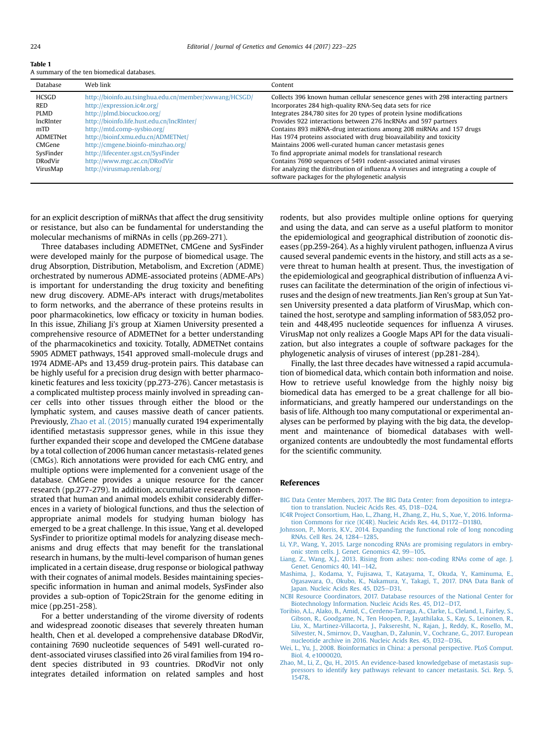**Table 1**
A summary of the ten biomedical databases.

| Database | Web link | Content |
|---|---|---|
| HCSGD | http://bioinfo.au.tsinghua.edu.cn/member/xwwang/HCSGD/ | Collects 396 known human cellular senescence genes with 298 interacting partners |
| RED | http://expression.ic4r.org/ | Incorporates 284 high-quality RNA-Seq data sets for rice |
| PLMD | http://plmd.biocuckoo.org/ | Integrates 284,780 sites for 20 types of protein lysine modifications |
| lncRInter | http://bioinfo.life.hust.edu.cn/lncRInter/ | Provides 922 interactions between 276 lncRNAs and 597 partners |
| mTD | http://mtd.comp-sysbio.org/ | Contains 893 miRNA-drug interactions among 208 miRNAs and 157 drugs |
| ADMETNet | http://bioinf.xmu.edu.cn/ADMETNet/ | Has 1974 proteins associated with drug bioavailability and toxicity |
| CMGene | http://cmgene.bioinfo-minzhao.org/ | Maintains 2006 well-curated human cancer metastasis genes |
| SysFinder | http://lifecenter.sgst.cn/SysFinder | To find appropriate animal models for translational research |
| DRodVir | http://www.mgc.ac.cn/DRodVir | Contains 7690 sequences of 5491 rodent-associated animal viruses |
| VirusMap | http://virusmap.renlab.org/ | For analyzing the distribution of influenza A viruses and integrating a couple of software packages for the phylogenetic analysis |

for an explicit description of miRNAs that affect the drug sensitivity or resistance, but also can be fundamental for understanding the molecular mechanisms of miRNAs in cells (pp.269-271).

Three databases including ADMETNet, CMGene and SysFinder were developed mainly for the purpose of biomedical usage. The drug Absorption, Distribution, Metabolism, and Excretion (ADME) orchestrated by numerous ADME-associated proteins (ADME-APs) is important for understanding the drug toxicity and benefiting new drug discovery. ADME-APs interact with drugs/metabolites to form networks, and the aberrance of these proteins results in poor pharmacokinetics, low efficacy or toxicity in human bodies. In this issue, Zhiliang Ji's group at Xiamen University presented a comprehensive resource of ADMETNet for a better understanding of the pharmacokinetics and toxicity. Totally, ADMETNet contains 5905 ADMET pathways, 1541 approved small-molecule drugs and 1974 ADME-APs and 13,459 drug-protein pairs. This database can be highly useful for a precision drug design with better pharmacokinetic features and less toxicity (pp.273-276). Cancer metastasis is a complicated multistep process mainly involved in spreading cancer cells into other tissues through either the blood or the lymphatic system, and causes massive death of cancer patients. Previously, Zhao et al. (2015) manually curated 194 experimentally identified metastasis suppressor genes, while in this issue they further expanded their scope and developed the CMGene database by a total collection of 2006 human cancer metastasis-related genes (CMGs). Rich annotations were provided for each CMG entry, and multiple options were implemented for a convenient usage of the database. CMGene provides a unique resource for the cancer research (pp.277-279). In addition, accumulative research demonstrated that human and animal models exhibit considerably differences in a variety of biological functions, and thus the selection of appropriate animal models for studying human biology has emerged to be a great challenge. In this issue, Yang et al. developed SysFinder to prioritize optimal models for analyzing disease mechanisms and drug effects that may benefit for the translational research in humans, by the multi-level comparison of human genes implicated in a certain disease, drug response or biological pathway with their cognates of animal models. Besides maintaining species-specific information in human and animal models, SysFinder also provides a sub-option of Topic2Strain for the genome editing in mice (pp.251-258).

For a better understanding of the virome diversity of rodents and widespread zoonotic diseases that severely threaten human health, Chen et al. developed a comprehensive database DRodVir, containing 7690 nucleotide sequences of 5491 well-curated rodent-associated viruses classified into 26 viral families from 194 rodent species distributed in 93 countries. DRodVir not only integrates detailed information on related samples and host rodents, but also provides multiple online options for querying and using the data, and can serve as a useful platform to monitor the epidemiological and geographical distribution of zoonotic diseases (pp.259-264). As a highly virulent pathogen, influenza A virus caused several pandemic events in the history, and still acts as a severe threat to human health at present. Thus, the investigation of the epidemiological and geographical distribution of influenza A viruses can facilitate the determination of the origin of infectious viruses and the design of new treatments. Jian Ren's group at Sun Yat-sen University presented a data platform of VirusMap, which contained the host, serotype and sampling information of 583,052 protein and 448,495 nucleotide sequences for influenza A viruses. VirusMap not only realizes a Google Maps API for the data visualization, but also integrates a couple of software packages for the phylogenetic analysis of viruses of interest (pp.281-284).

Finally, the last three decades have witnessed a rapid accumulation of biomedical data, which contain both information and noise. How to retrieve useful knowledge from the highly noisy big biomedical data has emerged to be a great challenge for all bioinformaticians, and greatly hampered our understandings on the basis of life. Although too many computational or experimental analyses can be performed by playing with the big data, the development and maintenance of biomedical databases with well-organized contents are undoubtedly the most fundamental efforts for the scientific community.

## References

BIG Data Center Members, 2017. The BIG Data Center: from deposition to integration to translation. Nucleic Acids Res. 45, D18−D24.

IC4R Project Consortium, Hao, L., Zhang, H., Zhang, Z., Hu, S., Xue, Y., 2016. Information Commons for rice (IC4R). Nucleic Acids Res. 44, D1172−D1180.

Johnsson, P., Morris, K.V., 2014. Expanding the functional role of long noncoding RNAs. Cell Res. 24, 1284−1285.

Li, Y.P., Wang, Y., 2015. Large noncoding RNAs are promising regulators in embryonic stem cells. J. Genet. Genomics 42, 99−105.

Liang, Z., Wang, X.J., 2013. Rising from ashes: non-coding RNAs come of age. J. Genet. Genomics 40, 141−142.

Mashima, J., Kodama, Y., Fujisawa, T., Katayama, T., Okuda, Y., Kaminuma, E., Ogasawara, O., Okubo, K., Nakamura, Y., Takagi, T., 2017. DNA Data Bank of Japan. Nucleic Acids Res. 45, D25−D31.

NCBI Resource Coordinators, 2017. Database resources of the National Center for Biotechnology Information. Nucleic Acids Res. 45, D12−D17.

Toribio, A.L., Alako, B., Amid, C., Cerdeno-Tarraga, A., Clarke, L., Cleland, I., Fairley, S., Gibson, R., Goodgame, N., Ten Hoopen, P., Jayathilaka, S., Kay, S., Leinonen, R., Liu, X., Martinez-Villacorta, J., Pakseresht, N., Rajan, J., Reddy, K., Rosello, M., Silvester, N., Smirnov, D., Vaughan, D., Zalunin, V., Cochrane, G., 2017. European nucleotide archive in 2016. Nucleic Acids Res. 45, D32−D36.

Wei, L., Yu, J., 2008. Bioinformatics in China: a personal perspective. PLoS Comput. Biol. 4, e1000020.

Zhao, M., Li, Z., Qu, H., 2015. An evidence-based knowledgebase of metastasis suppressors to identify key pathways relevant to cancer metastasis. Sci. Rep. 5, 15478.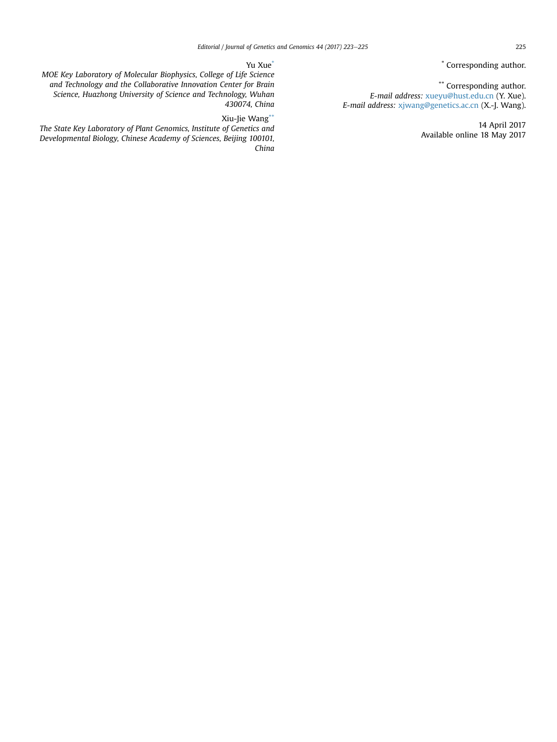Yu Xue*

*MOE Key Laboratory of Molecular Biophysics, College of Life Science and Technology and the Collaborative Innovation Center for Brain Science, Huazhong University of Science and Technology, Wuhan 430074, China*

Xiu-Jie Wang**

*The State Key Laboratory of Plant Genomics, Institute of Genetics and Developmental Biology, Chinese Academy of Sciences, Beijing 100101, China*

* Corresponding author.

** Corresponding author.

*E-mail address:* xueyu@hust.edu.cn (Y. Xue).

*E-mail address:* xjwang@genetics.ac.cn (X.-J. Wang).

14 April 2017

Available online 18 May 2017